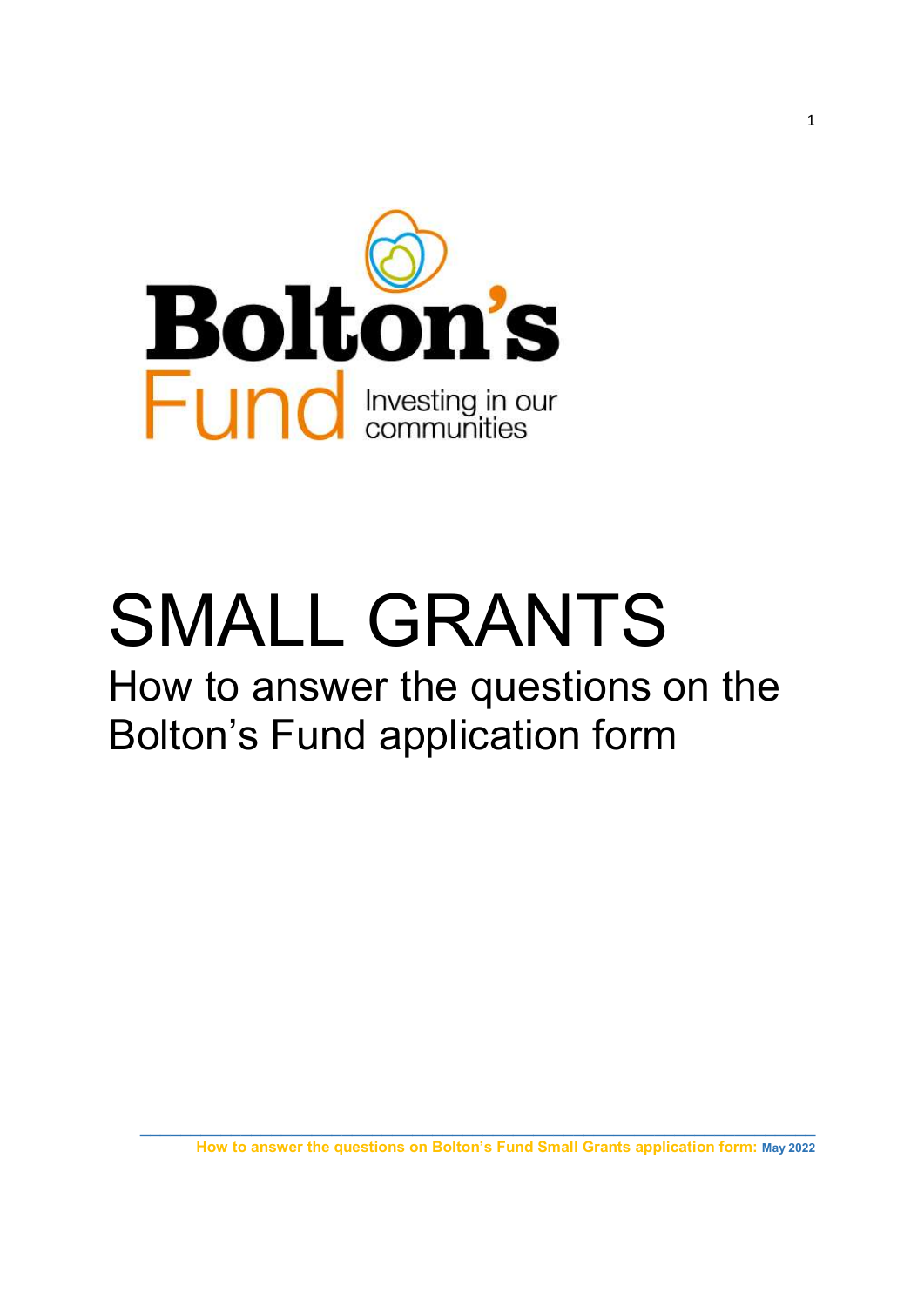Bolton's Fund

Investing in our communities

# SMALL GRANTS

## How to answer the questions on the Bolton's Fund application form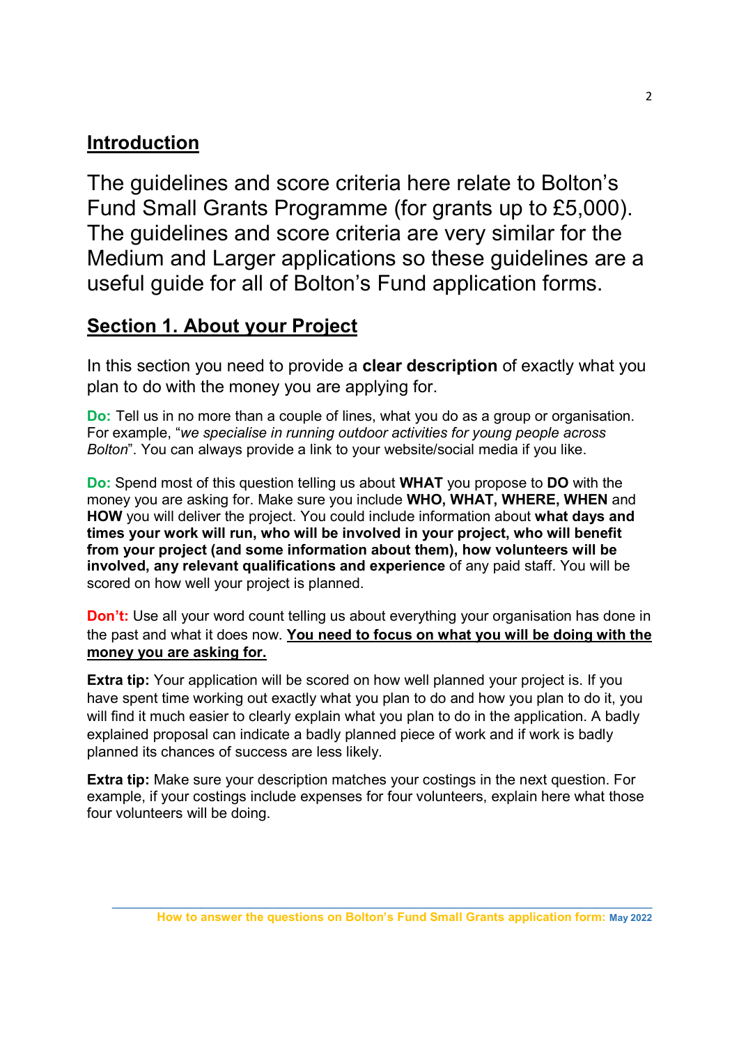## Introduction

The guidelines and score criteria here relate to Bolton's Fund Small Grants Programme (for grants up to £5,000). The guidelines and score criteria are very similar for the Medium and Larger applications so these guidelines are a useful guide for all of Bolton's Fund application forms.

## Section 1. About your Project

In this section you need to provide a **clear description** of exactly what you plan to do with the money you are applying for.

**Do:** Tell us in no more than a couple of lines, what you do as a group or organisation. For example, "*we specialise in running outdoor activities for young people across Bolton*". You can always provide a link to your website/social media if you like.

**Do:** Spend most of this question telling us about **WHAT** you propose to **DO** with the money you are asking for. Make sure you include **WHO, WHAT, WHERE, WHEN** and **HOW** you will deliver the project. You could include information about **what days and times your work will run, who will be involved in your project, who will benefit from your project (and some information about them), how volunteers will be involved, any relevant qualifications and experience** of any paid staff. You will be scored on how well your project is planned.

**Don't:** Use all your word count telling us about everything your organisation has done in the past and what it does now. **<u>You need to focus on what you will be doing with the money you are asking for.</u>**

**Extra tip:** Your application will be scored on how well planned your project is. If you have spent time working out exactly what you plan to do and how you plan to do it, you will find it much easier to clearly explain what you plan to do in the application. A badly explained proposal can indicate a badly planned piece of work and if work is badly planned its chances of success are less likely.

**Extra tip:** Make sure your description matches your costings in the next question. For example, if your costings include expenses for four volunteers, explain here what those four volunteers will be doing.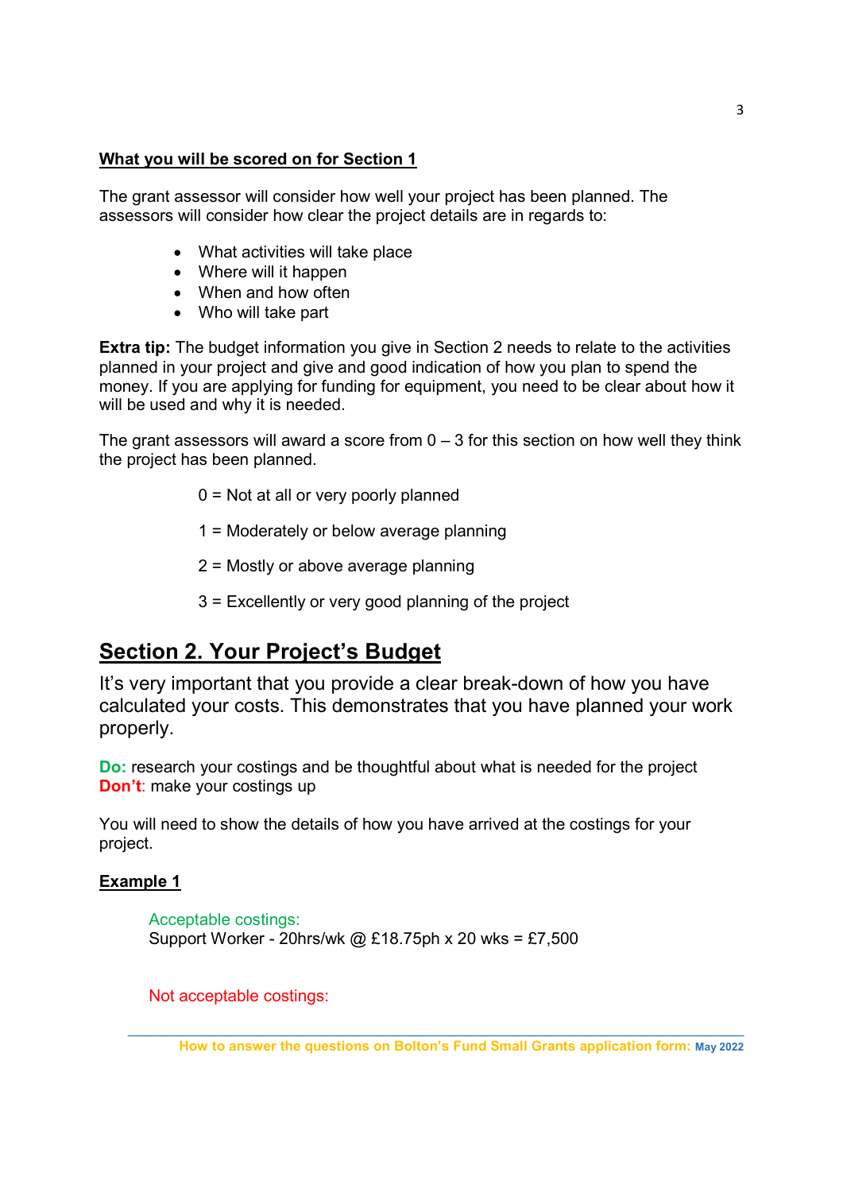**What you will be scored on for Section 1**

The grant assessor will consider how well your project has been planned. The assessors will consider how clear the project details are in regards to:

- What activities will take place
- Where will it happen
- When and how often
- Who will take part

**Extra tip:** The budget information you give in Section 2 needs to relate to the activities planned in your project and give and good indication of how you plan to spend the money. If you are applying for funding for equipment, you need to be clear about how it will be used and why it is needed.

The grant assessors will award a score from 0 – 3 for this section on how well they think the project has been planned.

0 = Not at all or very poorly planned

1 = Moderately or below average planning

2 = Mostly or above average planning

3 = Excellently or very good planning of the project

## Section 2. Your Project's Budget

It's very important that you provide a clear break-down of how you have calculated your costs. This demonstrates that you have planned your work properly.

**Do:** research your costings and be thoughtful about what is needed for the project
**Don't**: make your costings up

You will need to show the details of how you have arrived at the costings for your project.

**Example 1**

Acceptable costings:
Support Worker - 20hrs/wk @ £18.75ph x 20 wks = £7,500

Not acceptable costings: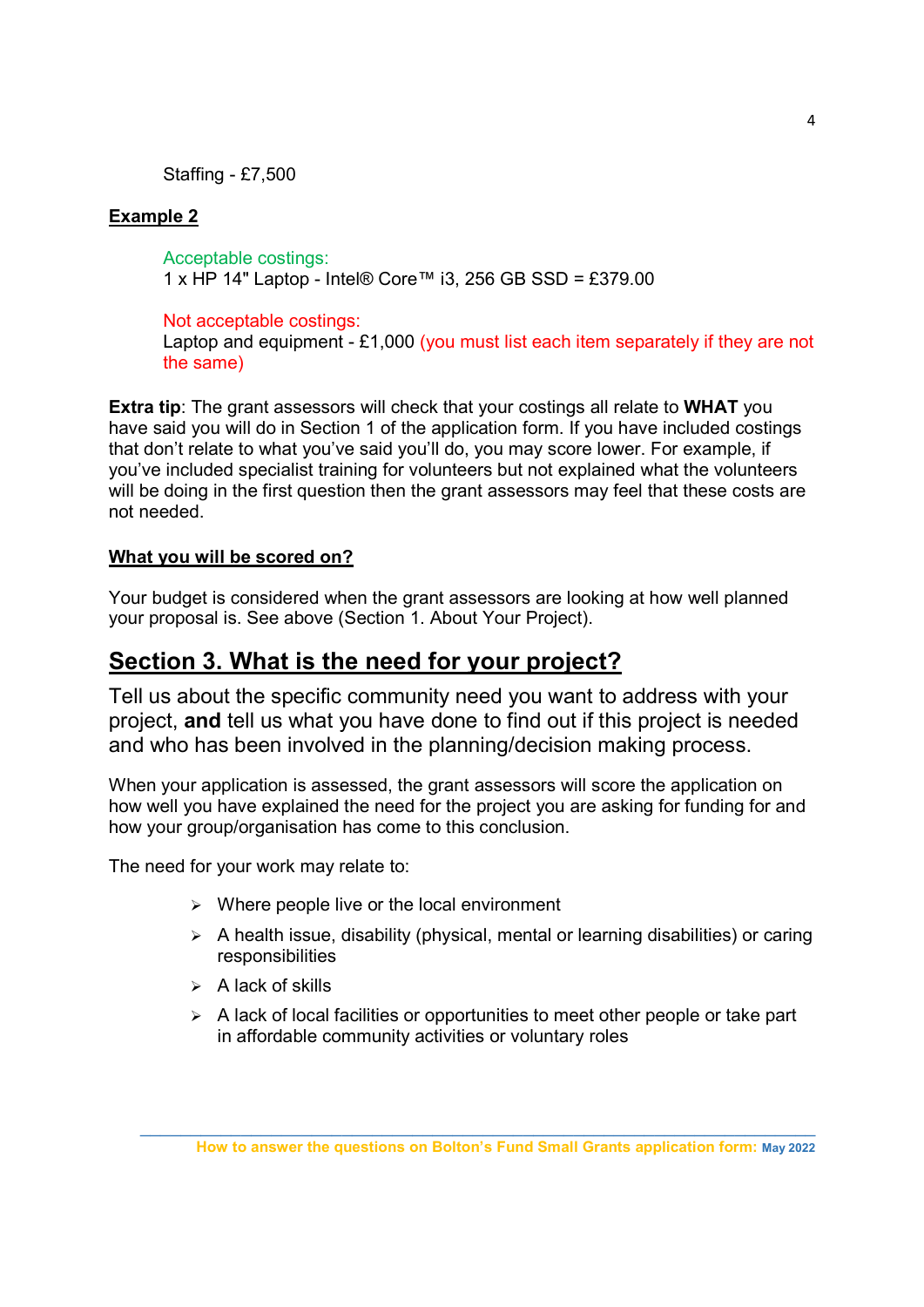Staffing - £7,500

**Example 2**

Acceptable costings:
1 x HP 14" Laptop - Intel® Core™ i3, 256 GB SSD = £379.00

Not acceptable costings:
Laptop and equipment - £1,000 (you must list each item separately if they are not the same)

**Extra tip**: The grant assessors will check that your costings all relate to **WHAT** you have said you will do in Section 1 of the application form. If you have included costings that don't relate to what you've said you'll do, you may score lower. For example, if you've included specialist training for volunteers but not explained what the volunteers will be doing in the first question then the grant assessors may feel that these costs are not needed.

**What you will be scored on?**

Your budget is considered when the grant assessors are looking at how well planned your proposal is. See above (Section 1. About Your Project).

## Section 3. What is the need for your project?

Tell us about the specific community need you want to address with your project, **and** tell us what you have done to find out if this project is needed and who has been involved in the planning/decision making process.

When your application is assessed, the grant assessors will score the application on how well you have explained the need for the project you are asking for funding for and how your group/organisation has come to this conclusion.

The need for your work may relate to:

- Where people live or the local environment
- A health issue, disability (physical, mental or learning disabilities) or caring responsibilities
- A lack of skills
- A lack of local facilities or opportunities to meet other people or take part in affordable community activities or voluntary roles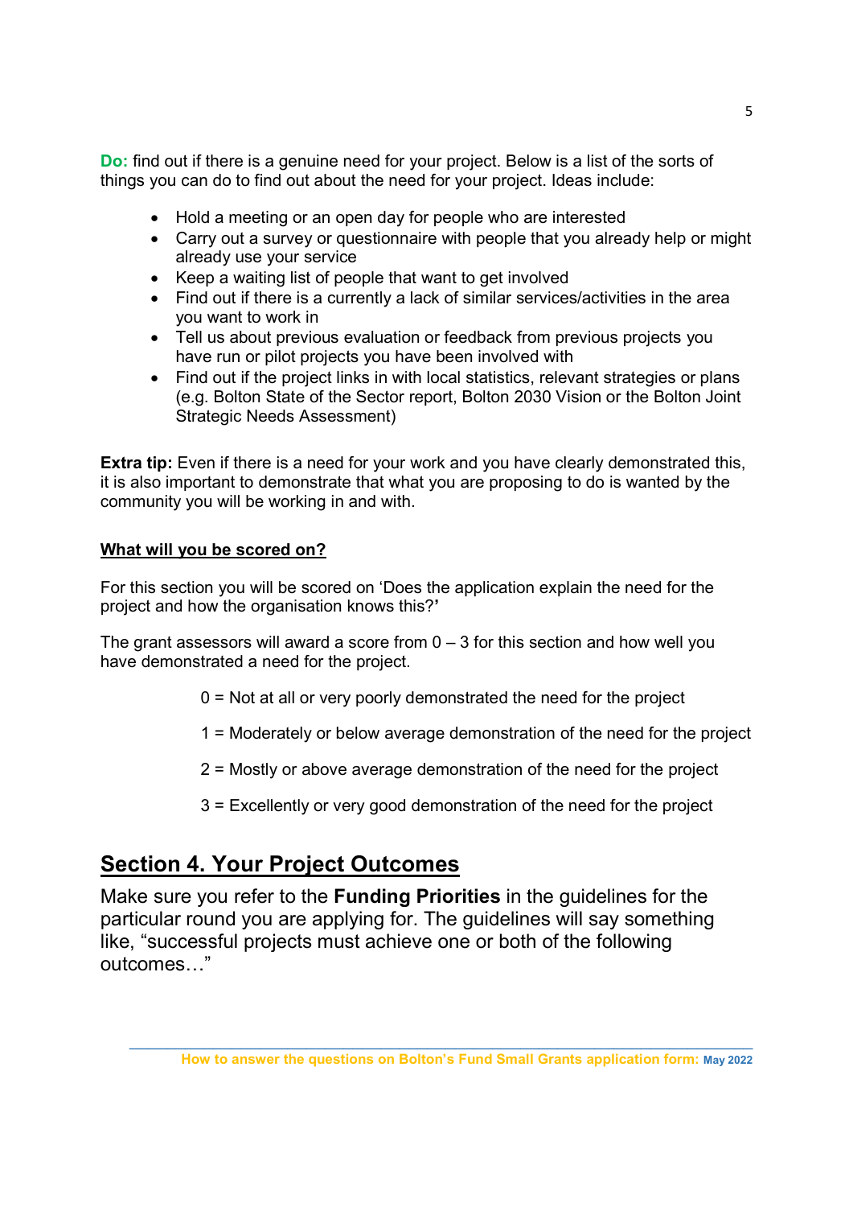**Do:** find out if there is a genuine need for your project. Below is a list of the sorts of things you can do to find out about the need for your project. Ideas include:

- Hold a meeting or an open day for people who are interested
- Carry out a survey or questionnaire with people that you already help or might already use your service
- Keep a waiting list of people that want to get involved
- Find out if there is a currently a lack of similar services/activities in the area you want to work in
- Tell us about previous evaluation or feedback from previous projects you have run or pilot projects you have been involved with
- Find out if the project links in with local statistics, relevant strategies or plans (e.g. Bolton State of the Sector report, Bolton 2030 Vision or the Bolton Joint Strategic Needs Assessment)

**Extra tip:** Even if there is a need for your work and you have clearly demonstrated this, it is also important to demonstrate that what you are proposing to do is wanted by the community you will be working in and with.

### What will you be scored on?

For this section you will be scored on 'Does the application explain the need for the project and how the organisation knows this?'

The grant assessors will award a score from 0 – 3 for this section and how well you have demonstrated a need for the project.

0 = Not at all or very poorly demonstrated the need for the project

1 = Moderately or below average demonstration of the need for the project

2 = Mostly or above average demonstration of the need for the project

3 = Excellently or very good demonstration of the need for the project

## Section 4. Your Project Outcomes

Make sure you refer to the **Funding Priorities** in the guidelines for the particular round you are applying for. The guidelines will say something like, "successful projects must achieve one or both of the following outcomes…"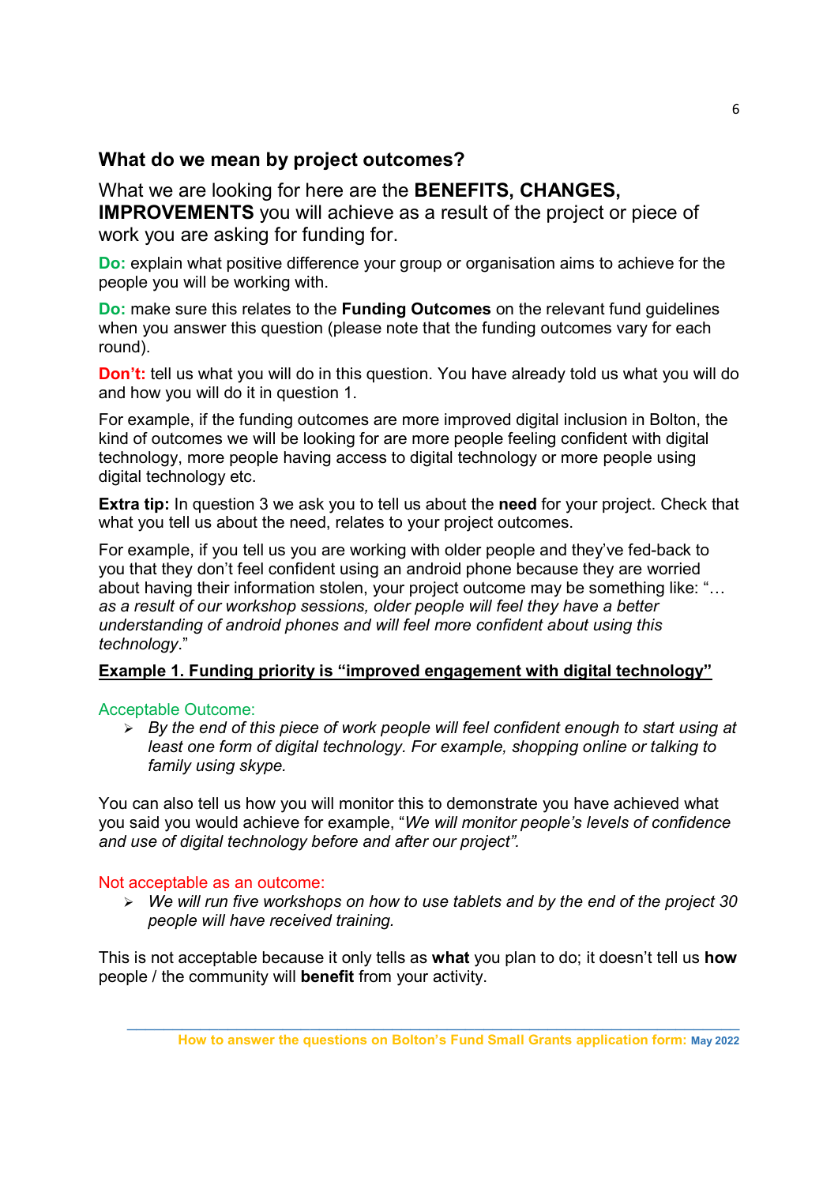## What do we mean by project outcomes?

What we are looking for here are the **BENEFITS, CHANGES, IMPROVEMENTS** you will achieve as a result of the project or piece of work you are asking for funding for.

**Do:** explain what positive difference your group or organisation aims to achieve for the people you will be working with.

**Do:** make sure this relates to the **Funding Outcomes** on the relevant fund guidelines when you answer this question (please note that the funding outcomes vary for each round).

**Don't:** tell us what you will do in this question. You have already told us what you will do and how you will do it in question 1.

For example, if the funding outcomes are more improved digital inclusion in Bolton, the kind of outcomes we will be looking for are more people feeling confident with digital technology, more people having access to digital technology or more people using digital technology etc.

**Extra tip:** In question 3 we ask you to tell us about the **need** for your project. Check that what you tell us about the need, relates to your project outcomes.

For example, if you tell us you are working with older people and they've fed-back to you that they don't feel confident using an android phone because they are worried about having their information stolen, your project outcome may be something like: "*… as a result of our workshop sessions, older people will feel they have a better understanding of android phones and will feel more confident about using this technology*."

**Example 1. Funding priority is "improved engagement with digital technology"**

Acceptable Outcome:

- *By the end of this piece of work people will feel confident enough to start using at least one form of digital technology. For example, shopping online or talking to family using skype.*

You can also tell us how you will monitor this to demonstrate you have achieved what you said you would achieve for example, "*We will monitor people's levels of confidence and use of digital technology before and after our project".*

Not acceptable as an outcome:

- *We will run five workshops on how to use tablets and by the end of the project 30 people will have received training.*

This is not acceptable because it only tells as **what** you plan to do; it doesn't tell us **how** people / the community will **benefit** from your activity.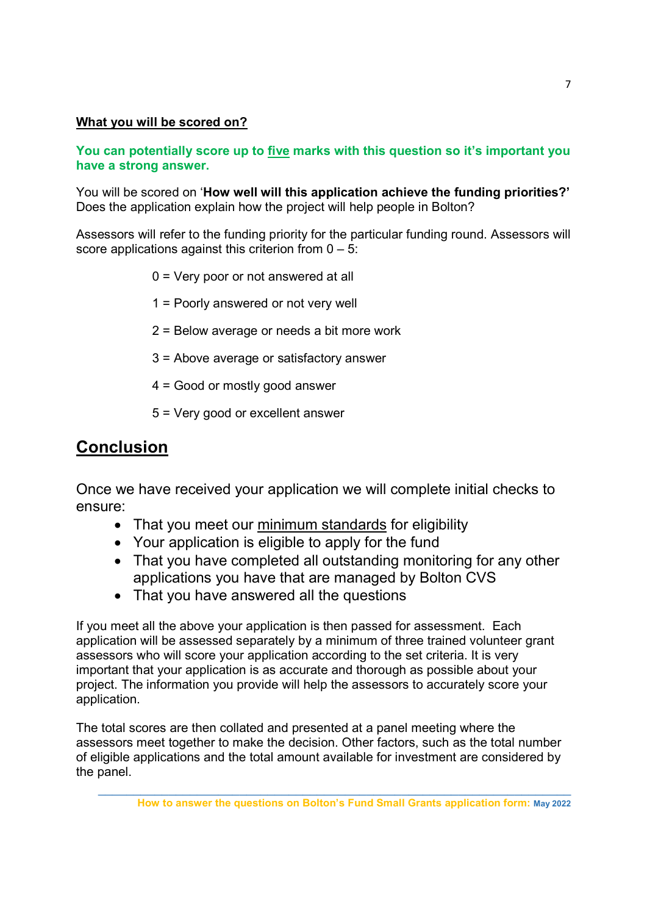**What you will be scored on?**

**You can potentially score up to five marks with this question so it's important you have a strong answer.**

You will be scored on '**How well will this application achieve the funding priorities?'** Does the application explain how the project will help people in Bolton?

Assessors will refer to the funding priority for the particular funding round. Assessors will score applications against this criterion from 0 – 5:

0 = Very poor or not answered at all

1 = Poorly answered or not very well

2 = Below average or needs a bit more work

3 = Above average or satisfactory answer

4 = Good or mostly good answer

5 = Very good or excellent answer

## Conclusion

Once we have received your application we will complete initial checks to ensure:

- That you meet our minimum standards for eligibility
- Your application is eligible to apply for the fund
- That you have completed all outstanding monitoring for any other applications you have that are managed by Bolton CVS
- That you have answered all the questions

If you meet all the above your application is then passed for assessment. Each application will be assessed separately by a minimum of three trained volunteer grant assessors who will score your application according to the set criteria. It is very important that your application is as accurate and thorough as possible about your project. The information you provide will help the assessors to accurately score your application.

The total scores are then collated and presented at a panel meeting where the assessors meet together to make the decision. Other factors, such as the total number of eligible applications and the total amount available for investment are considered by the panel.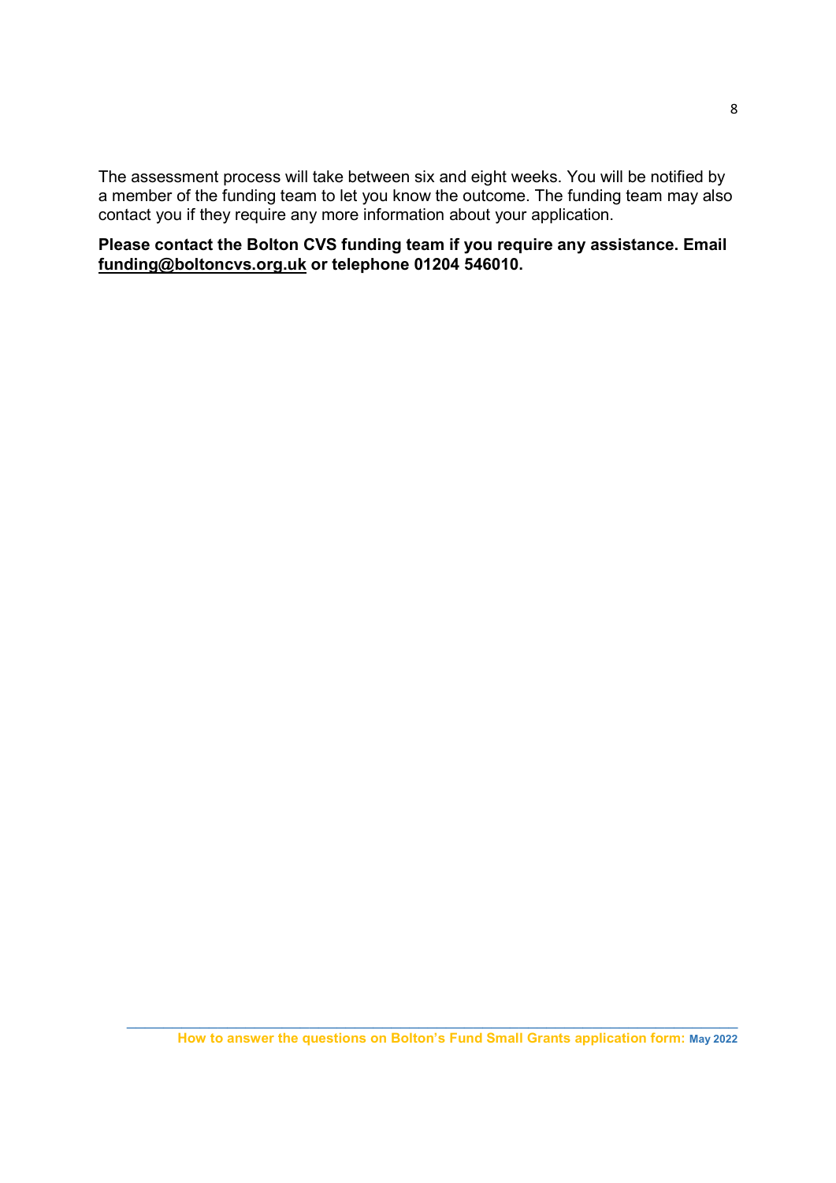The assessment process will take between six and eight weeks. You will be notified by a member of the funding team to let you know the outcome. The funding team may also contact you if they require any more information about your application.

**Please contact the Bolton CVS funding team if you require any assistance. Email funding@boltoncvs.org.uk or telephone 01204 546010.**